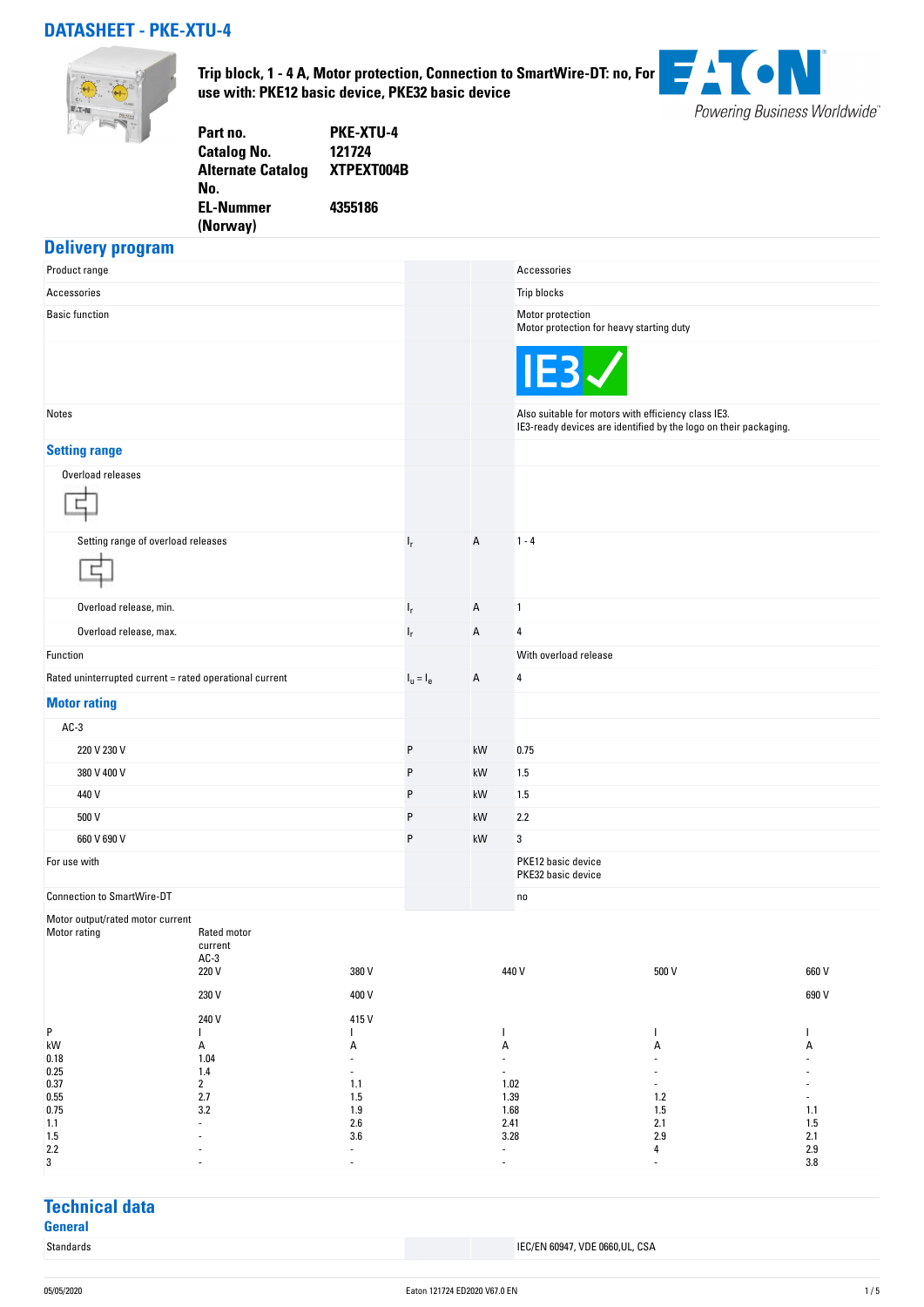# DATASHEET - PKE-XTU-4

**Trip block, 1 - 4 A, Motor protection, Connection to SmartWire-DT: no, For use with: PKE12 basic device, PKE32 basic device**

EATON
Powering Business Worldwide

| | |
|---|---|
| **Part no.** | **PKE-XTU-4** |
| **Catalog No.** | **121724** |
| **Alternate Catalog No.** | **XTPEXT004B** |
| **EL-Nummer (Norway)** | **4355186** |

## Delivery program

| | | | |
|---|---|---|---|
| Product range | | | Accessories |
| Accessories | | | Trip blocks |
| Basic function | | | Motor protection<br>Motor protection for heavy starting duty<br>IE3 |
| Notes | | | Also suitable for motors with efficiency class IE3.<br>IE3-ready devices are identified by the logo on their packaging. |
| **Setting range** | | | |
| Overload releases | | | |
| Setting range of overload releases | $I_r$ | A | 1 - 4 |
| Overload release, min. | $I_r$ | A | 1 |
| Overload release, max. | $I_r$ | A | 4 |
| Function | | | With overload release |
| Rated uninterrupted current = rated operational current | $I_u = I_e$ | A | 4 |
| **Motor rating** | | | |
| AC-3 | | | |
| 220 V 230 V | P | kW | 0.75 |
| 380 V 400 V | P | kW | 1.5 |
| 440 V | P | kW | 1.5 |
| 500 V | P | kW | 2.2 |
| 660 V 690 V | P | kW | 3 |
| For use with | | | PKE12 basic device<br>PKE32 basic device |
| Connection to SmartWire-DT | | | no |

Motor output/rated motor current

| Motor rating | Rated motor current AC-3<br>220 V<br>230 V<br>240 V | 380 V<br>400 V<br>415 V | 440 V | 500 V | 660 V<br>690 V |
|---|---|---|---|---|---|
| P | I | I | I | I | I |
| kW | A | A | A | A | A |
| 0.18 | 1.04 | - | - | - | - |
| 0.25 | 1.4 | - | - | - | - |
| 0.37 | 2 | 1.1 | 1.02 | - | - |
| 0.55 | 2.7 | 1.5 | 1.39 | 1.2 | - |
| 0.75 | 3.2 | 1.9 | 1.68 | 1.5 | 1.1 |
| 1.1 | - | 2.6 | 2.41 | 2.1 | 1.5 |
| 1.5 | - | 3.6 | 3.28 | 2.9 | 2.1 |
| 2.2 | - | - | - | 4 | 2.9 |
| 3 | - | - | - | - | 3.8 |

## Technical data

### General

| | |
|---|---|
| Standards | IEC/EN 60947, VDE 0660,UL, CSA |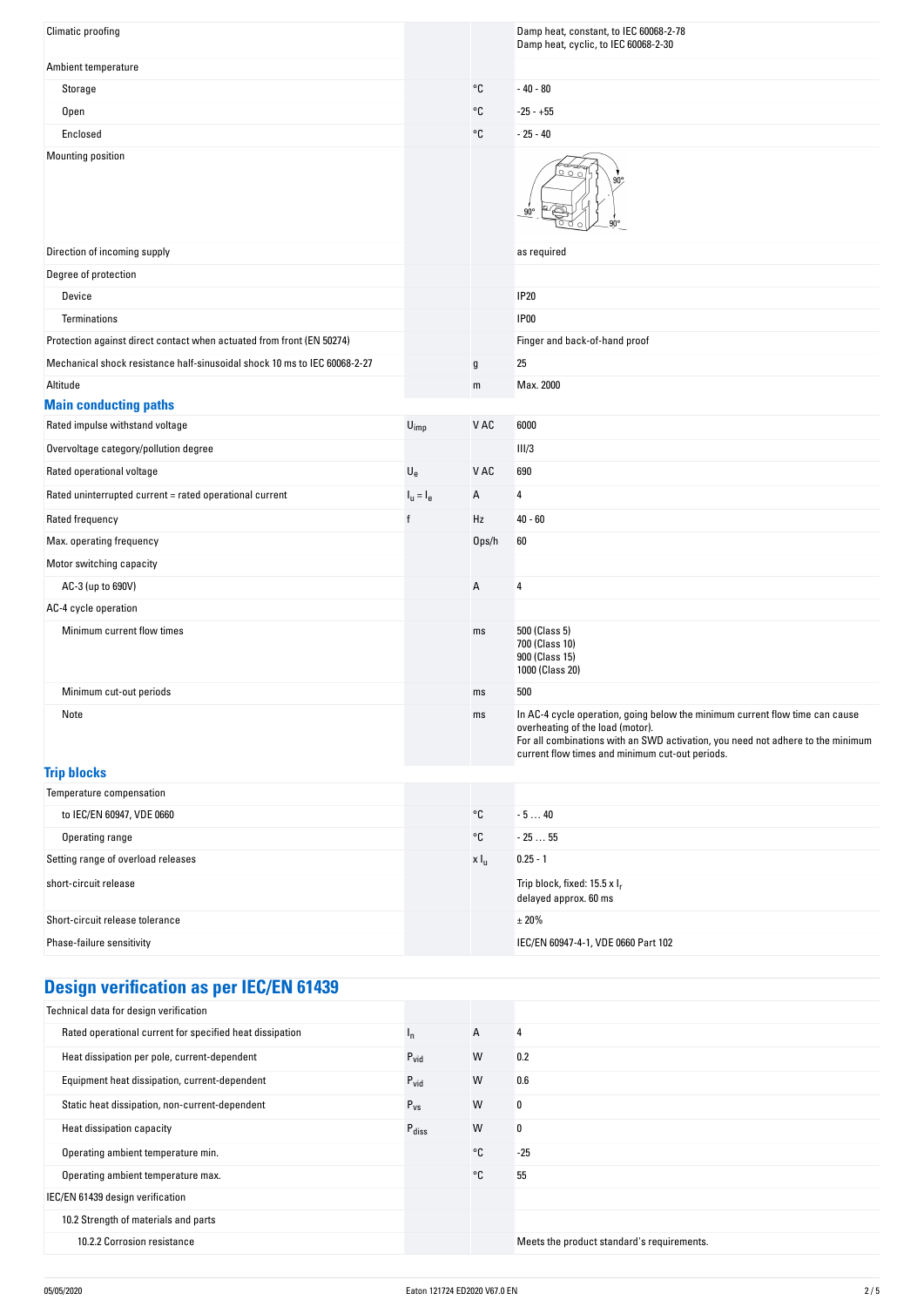| | | | |
|---|---|---|---|
| Climatic proofing | | | Damp heat, constant, to IEC 60068-2-78<br>Damp heat, cyclic, to IEC 60068-2-30 |
| Ambient temperature | | | |
| Storage | | °C | - 40 - 80 |
| Open | | °C | -25 - +55 |
| Enclosed | | °C | - 25 - 40 |
| Mounting position | | | |
| Direction of incoming supply | | | as required |
| Degree of protection | | | |
| Device | | | IP20 |
| Terminations | | | IP00 |
| Protection against direct contact when actuated from front (EN 50274) | | | Finger and back-of-hand proof |
| Mechanical shock resistance half-sinusoidal shock 10 ms to IEC 60068-2-27 | | g | 25 |
| Altitude | | m | Max. 2000 |

## Main conducting paths

| | | | |
|---|---|---|---|
| Rated impulse withstand voltage | $U_{imp}$ | V AC | 6000 |
| Overvoltage category/pollution degree | | | III/3 |
| Rated operational voltage | $U_e$ | V AC | 690 |
| Rated uninterrupted current = rated operational current | $I_u = I_e$ | A | 4 |
| Rated frequency | f | Hz | 40 - 60 |
| Max. operating frequency | | Ops/h | 60 |
| Motor switching capacity | | | |
| AC-3 (up to 690V) | | A | 4 |
| AC-4 cycle operation | | | |
| Minimum current flow times | | ms | 500 (Class 5)<br>700 (Class 10)<br>900 (Class 15)<br>1000 (Class 20) |
| Minimum cut-out periods | | ms | 500 |
| Note | | ms | In AC-4 cycle operation, going below the minimum current flow time can cause overheating of the load (motor).<br>For all combinations with an SWD activation, you need not adhere to the minimum current flow times and minimum cut-out periods. |

## Trip blocks

| | | | |
|---|---|---|---|
| Temperature compensation | | | |
| to IEC/EN 60947, VDE 0660 | | °C | - 5 … 40 |
| Operating range | | °C | - 25 … 55 |
| Setting range of overload releases | | x $I_u$ | 0.25 - 1 |
| short-circuit release | | | Trip block, fixed: 15.5 x $I_r$<br>delayed approx. 60 ms |
| Short-circuit release tolerance | | | ± 20% |
| Phase-failure sensitivity | | | IEC/EN 60947-4-1, VDE 0660 Part 102 |

## Design verification as per IEC/EN 61439

| | | | |
|---|---|---|---|
| Technical data for design verification | | | |
| Rated operational current for specified heat dissipation | $I_n$ | A | 4 |
| Heat dissipation per pole, current-dependent | $P_{vid}$ | W | 0.2 |
| Equipment heat dissipation, current-dependent | $P_{vid}$ | W | 0.6 |
| Static heat dissipation, non-current-dependent | $P_{vs}$ | W | 0 |
| Heat dissipation capacity | $P_{diss}$ | W | 0 |
| Operating ambient temperature min. | | °C | -25 |
| Operating ambient temperature max. | | °C | 55 |
| IEC/EN 61439 design verification | | | |
| 10.2 Strength of materials and parts | | | |
| 10.2.2 Corrosion resistance | | | Meets the product standard's requirements. |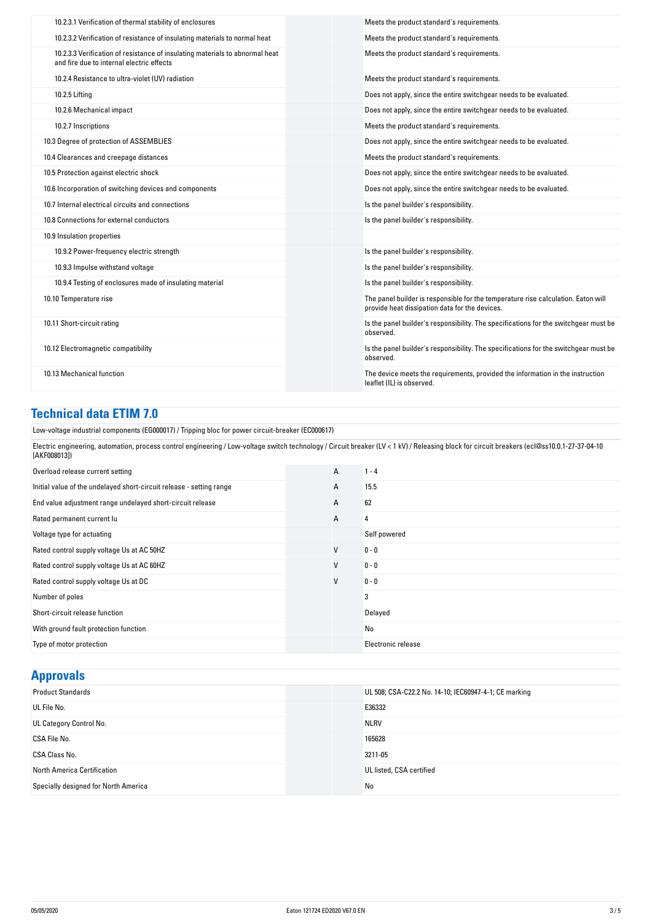| | | |
|---|---|---|
| 10.2.3.1 Verification of thermal stability of enclosures | | Meets the product standard's requirements. |
| 10.2.3.2 Verification of resistance of insulating materials to normal heat | | Meets the product standard's requirements. |
| 10.2.3.3 Verification of resistance of insulating materials to abnormal heat and fire due to internal electric effects | | Meets the product standard's requirements. |
| 10.2.4 Resistance to ultra-violet (UV) radiation | | Meets the product standard's requirements. |
| 10.2.5 Lifting | | Does not apply, since the entire switchgear needs to be evaluated. |
| 10.2.6 Mechanical impact | | Does not apply, since the entire switchgear needs to be evaluated. |
| 10.2.7 Inscriptions | | Meets the product standard's requirements. |
| 10.3 Degree of protection of ASSEMBLIES | | Does not apply, since the entire switchgear needs to be evaluated. |
| 10.4 Clearances and creepage distances | | Meets the product standard's requirements. |
| 10.5 Protection against electric shock | | Does not apply, since the entire switchgear needs to be evaluated. |
| 10.6 Incorporation of switching devices and components | | Does not apply, since the entire switchgear needs to be evaluated. |
| 10.7 Internal electrical circuits and connections | | Is the panel builder's responsibility. |
| 10.8 Connections for external conductors | | Is the panel builder's responsibility. |
| 10.9 Insulation properties | | |
| 10.9.2 Power-frequency electric strength | | Is the panel builder's responsibility. |
| 10.9.3 Impulse withstand voltage | | Is the panel builder's responsibility. |
| 10.9.4 Testing of enclosures made of insulating material | | Is the panel builder's responsibility. |
| 10.10 Temperature rise | | The panel builder is responsible for the temperature rise calculation. Eaton will provide heat dissipation data for the devices. |
| 10.11 Short-circuit rating | | Is the panel builder's responsibility. The specifications for the switchgear must be observed. |
| 10.12 Electromagnetic compatibility | | Is the panel builder's responsibility. The specifications for the switchgear must be observed. |
| 10.13 Mechanical function | | The device meets the requirements, provided the information in the instruction leaflet (IL) is observed. |

## Technical data ETIM 7.0

Low-voltage industrial components (EG000017) / Tripping bloc for power circuit-breaker (EC000617)

Electric engineering, automation, process control engineering / Low-voltage switch technology / Circuit breaker (LV < 1 kV) / Releasing block for circuit breakers (ecl@ss10.0.1-27-37-04-10 [AKF008013])

| | | |
|---|---|---|
| Overload release current setting | A | 1 - 4 |
| Initial value of the undelayed short-circuit release - setting range | A | 15.5 |
| End value adjustment range undelayed short-circuit release | A | 62 |
| Rated permanent current Iu | A | 4 |
| Voltage type for actuating | | Self powered |
| Rated control supply voltage Us at AC 50HZ | V | 0 - 0 |
| Rated control supply voltage Us at AC 60HZ | V | 0 - 0 |
| Rated control supply voltage Us at DC | V | 0 - 0 |
| Number of poles | | 3 |
| Short-circuit release function | | Delayed |
| With ground fault protection function | | No |
| Type of motor protection | | Electronic release |

## Approvals

| | | |
|---|---|---|
| Product Standards | | UL 508; CSA-C22.2 No. 14-10; IEC60947-4-1; CE marking |
| UL File No. | | E36332 |
| UL Category Control No. | | NLRV |
| CSA File No. | | 165628 |
| CSA Class No. | | 3211-05 |
| North America Certification | | UL listed, CSA certified |
| Specially designed for North America | | No |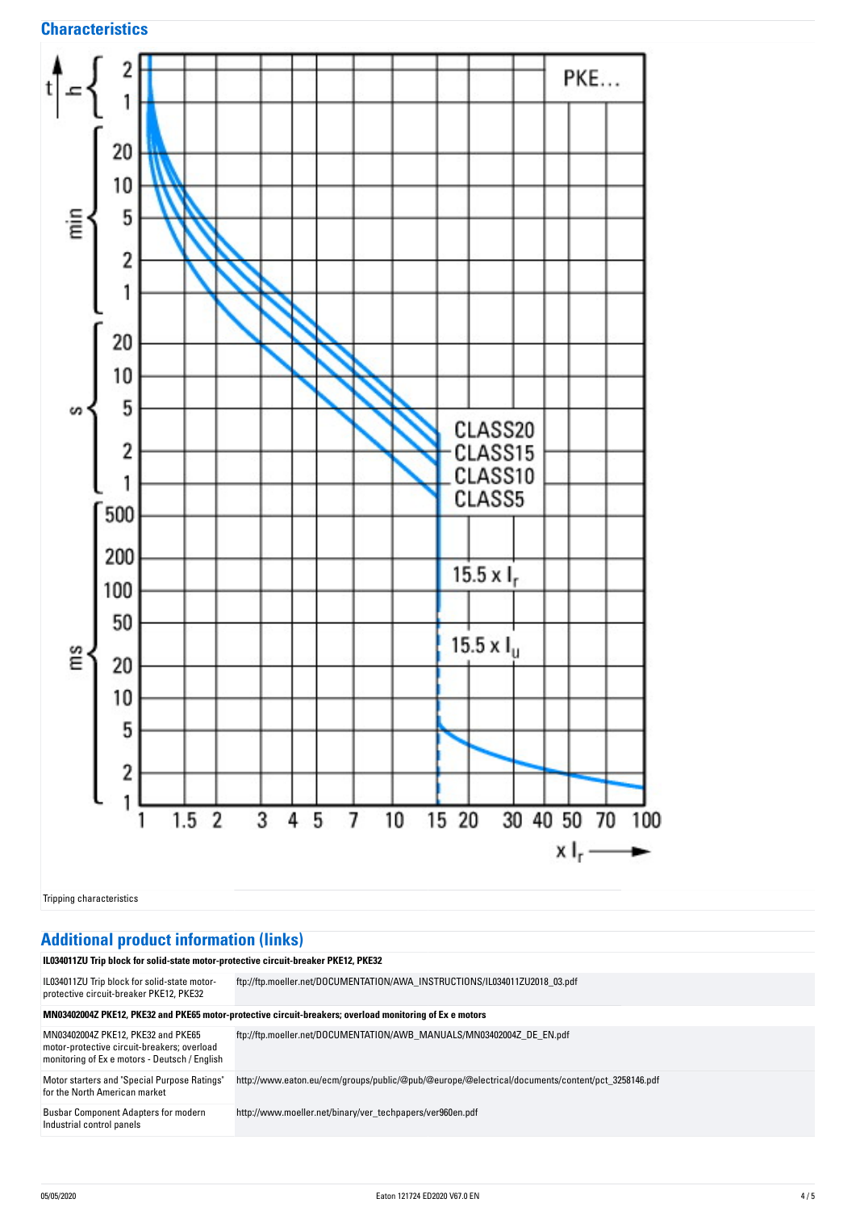## Characteristics

t
h
2
1
min
20
10
5
2
1
s
20
10
5
2
1
ms
500
200
100
50
20
10
5
2
1

PKE...

CLASS20
CLASS15
CLASS10
CLASS5

15.5 x $I_r$

15.5 x $I_u$

1 1.5 2 3 4 5 7 10 15 20 30 40 50 70 100

x $I_r$

Tripping characteristics

## Additional product information (links)

**IL034011ZU Trip block for solid-state motor-protective circuit-breaker PKE12, PKE32**

| | |
|---|---|
| IL034011ZU Trip block for solid-state motor-protective circuit-breaker PKE12, PKE32 | ftp://ftp.moeller.net/DOCUMENTATION/AWA_INSTRUCTIONS/IL034011ZU2018_03.pdf |

**MN03402004Z PKE12, PKE32 and PKE65 motor-protective circuit-breakers; overload monitoring of Ex e motors**

| | |
|---|---|
| MN03402004Z PKE12, PKE32 and PKE65 motor-protective circuit-breakers; overload monitoring of Ex e motors - Deutsch / English | ftp://ftp.moeller.net/DOCUMENTATION/AWB_MANUALS/MN03402004Z_DE_EN.pdf |
| Motor starters and "Special Purpose Ratings" for the North American market | http://www.eaton.eu/ecm/groups/public/@pub/@europe/@electrical/documents/content/pct_3258146.pdf |
| Busbar Component Adapters for modern Industrial control panels | http://www.moeller.net/binary/ver_techpapers/ver960en.pdf |